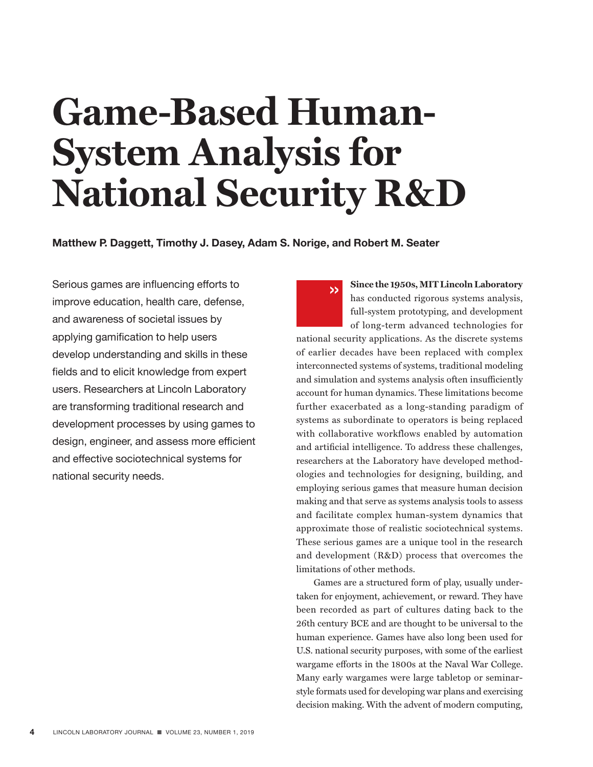# Game-Based Human-System Analysis for National Security R&D

**Matthew P. Daggett, Timothy J. Dasey, Adam S. Norige, and Robert M. Seater**

Serious games are influencing efforts to improve education, health care, defense, and awareness of societal issues by applying gamification to help users develop understanding and skills in these fields and to elicit knowledge from expert users. Researchers at Lincoln Laboratory are transforming traditional research and development processes by using games to design, engineer, and assess more efficient and effective sociotechnical systems for national security needs.

**Since the 1950s, MIT Lincoln Laboratory** has conducted rigorous systems analysis, full-system prototyping, and development of long-term advanced technologies for national security applications. As the discrete systems of earlier decades have been replaced with complex interconnected systems of systems, traditional modeling and simulation and systems analysis often insufficiently account for human dynamics. These limitations become further exacerbated as a long-standing paradigm of systems as subordinate to operators is being replaced with collaborative workflows enabled by automation and artificial intelligence. To address these challenges, researchers at the Laboratory have developed methodologies and technologies for designing, building, and employing serious games that measure human decision making and that serve as systems analysis tools to assess and facilitate complex human-system dynamics that approximate those of realistic sociotechnical systems. These serious games are a unique tool in the research and development (R&D) process that overcomes the limitations of other methods.

Games are a structured form of play, usually undertaken for enjoyment, achievement, or reward. They have been recorded as part of cultures dating back to the 26th century BCE and are thought to be universal to the human experience. Games have also long been used for U.S. national security purposes, with some of the earliest wargame efforts in the 1800s at the Naval War College. Many early wargames were large tabletop or seminar-style formats used for developing war plans and exercising decision making. With the advent of modern computing,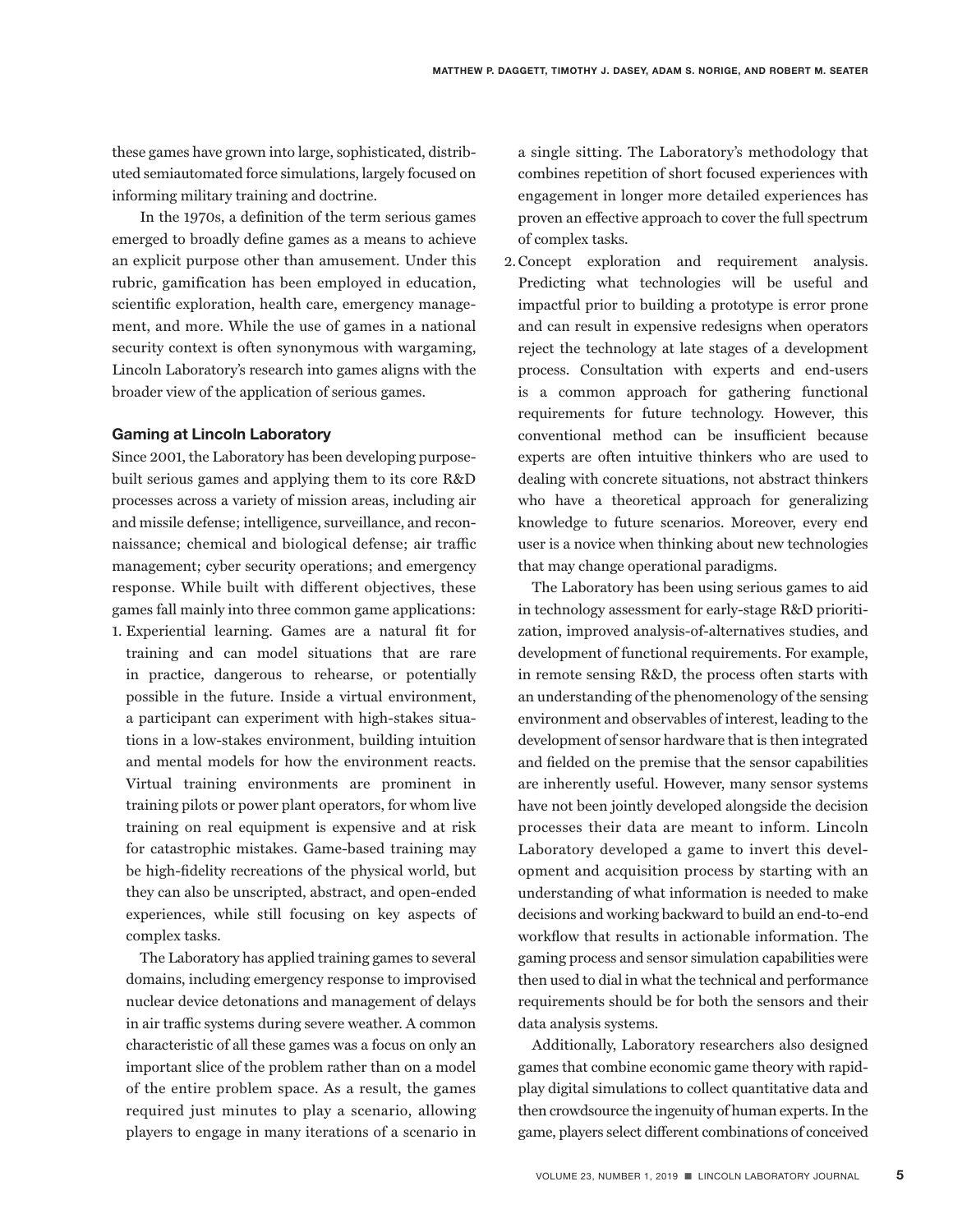these games have grown into large, sophisticated, distributed semiautomated force simulations, largely focused on informing military training and doctrine.

In the 1970s, a definition of the term serious games emerged to broadly define games as a means to achieve an explicit purpose other than amusement. Under this rubric, gamification has been employed in education, scientific exploration, health care, emergency management, and more. While the use of games in a national security context is often synonymous with wargaming, Lincoln Laboratory's research into games aligns with the broader view of the application of serious games.

### Gaming at Lincoln Laboratory

Since 2001, the Laboratory has been developing purpose-built serious games and applying them to its core R&D processes across a variety of mission areas, including air and missile defense; intelligence, surveillance, and reconnaissance; chemical and biological defense; air traffic management; cyber security operations; and emergency response. While built with different objectives, these games fall mainly into three common game applications:

1. Experiential learning. Games are a natural fit for training and can model situations that are rare in practice, dangerous to rehearse, or potentially possible in the future. Inside a virtual environment, a participant can experiment with high-stakes situations in a low-stakes environment, building intuition and mental models for how the environment reacts. Virtual training environments are prominent in training pilots or power plant operators, for whom live training on real equipment is expensive and at risk for catastrophic mistakes. Game-based training may be high-fidelity recreations of the physical world, but they can also be unscripted, abstract, and open-ended experiences, while still focusing on key aspects of complex tasks.

   The Laboratory has applied training games to several domains, including emergency response to improvised nuclear device detonations and management of delays in air traffic systems during severe weather. A common characteristic of all these games was a focus on only an important slice of the problem rather than on a model of the entire problem space. As a result, the games required just minutes to play a scenario, allowing players to engage in many iterations of a scenario in a single sitting. The Laboratory's methodology that combines repetition of short focused experiences with engagement in longer more detailed experiences has proven an effective approach to cover the full spectrum of complex tasks.

2. Concept exploration and requirement analysis. Predicting what technologies will be useful and impactful prior to building a prototype is error prone and can result in expensive redesigns when operators reject the technology at late stages of a development process. Consultation with experts and end-users is a common approach for gathering functional requirements for future technology. However, this conventional method can be insufficient because experts are often intuitive thinkers who are used to dealing with concrete situations, not abstract thinkers who have a theoretical approach for generalizing knowledge to future scenarios. Moreover, every end user is a novice when thinking about new technologies that may change operational paradigms.

   The Laboratory has been using serious games to aid in technology assessment for early-stage R&D prioritization, improved analysis-of-alternatives studies, and development of functional requirements. For example, in remote sensing R&D, the process often starts with an understanding of the phenomenology of the sensing environment and observables of interest, leading to the development of sensor hardware that is then integrated and fielded on the premise that the sensor capabilities are inherently useful. However, many sensor systems have not been jointly developed alongside the decision processes their data are meant to inform. Lincoln Laboratory developed a game to invert this development and acquisition process by starting with an understanding of what information is needed to make decisions and working backward to build an end-to-end workflow that results in actionable information. The gaming process and sensor simulation capabilities were then used to dial in what the technical and performance requirements should be for both the sensors and their data analysis systems.

   Additionally, Laboratory researchers also designed games that combine economic game theory with rapid-play digital simulations to collect quantitative data and then crowdsource the ingenuity of human experts. In the game, players select different combinations of conceived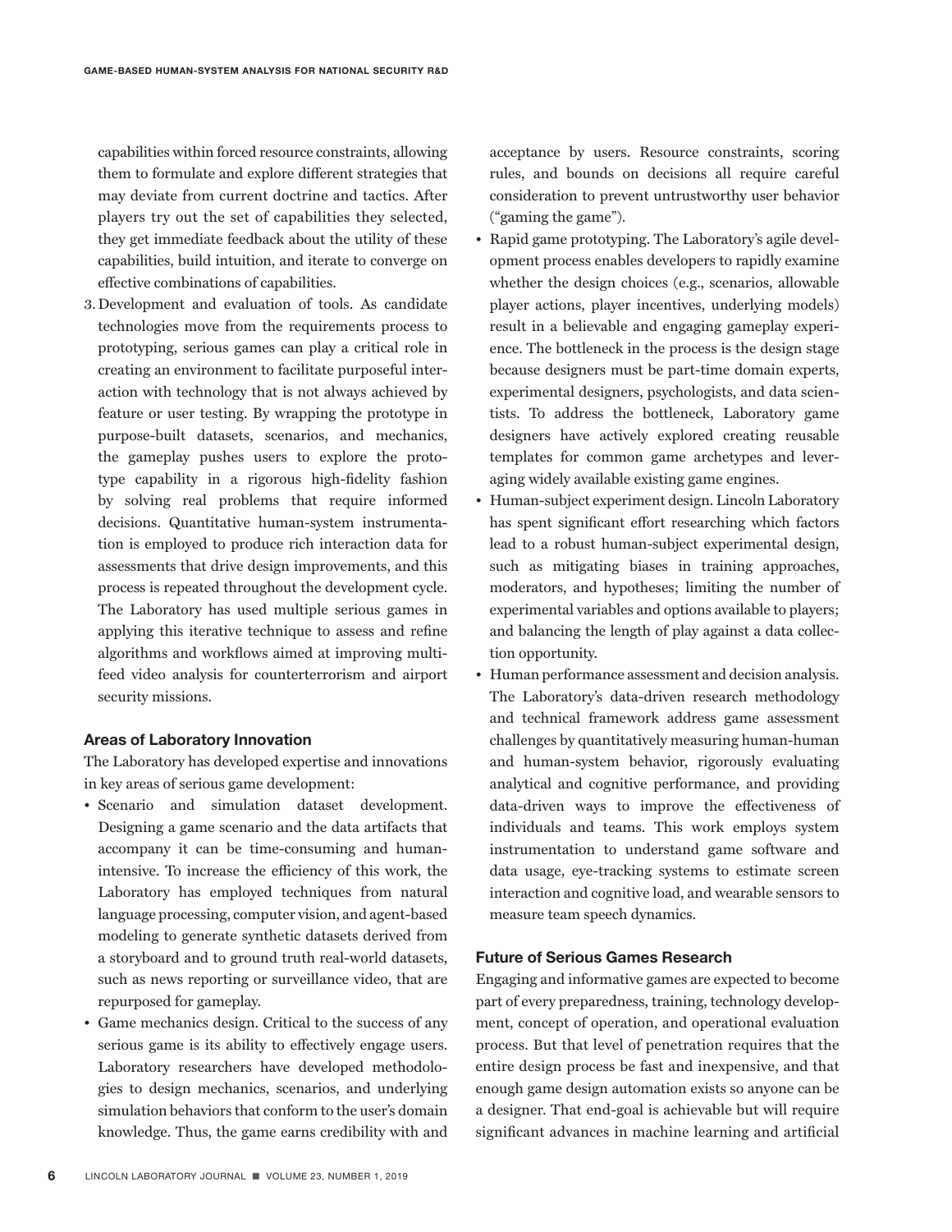capabilities within forced resource constraints, allowing them to formulate and explore different strategies that may deviate from current doctrine and tactics. After players try out the set of capabilities they selected, they get immediate feedback about the utility of these capabilities, build intuition, and iterate to converge on effective combinations of capabilities.

3. Development and evaluation of tools. As candidate technologies move from the requirements process to prototyping, serious games can play a critical role in creating an environment to facilitate purposeful interaction with technology that is not always achieved by feature or user testing. By wrapping the prototype in purpose-built datasets, scenarios, and mechanics, the gameplay pushes users to explore the prototype capability in a rigorous high-fidelity fashion by solving real problems that require informed decisions. Quantitative human-system instrumentation is employed to produce rich interaction data for assessments that drive design improvements, and this process is repeated throughout the development cycle. The Laboratory has used multiple serious games in applying this iterative technique to assess and refine algorithms and workflows aimed at improving multifeed video analysis for counterterrorism and airport security missions.

### Areas of Laboratory Innovation

The Laboratory has developed expertise and innovations in key areas of serious game development:

- Scenario and simulation dataset development. Designing a game scenario and the data artifacts that accompany it can be time-consuming and human-intensive. To increase the efficiency of this work, the Laboratory has employed techniques from natural language processing, computer vision, and agent-based modeling to generate synthetic datasets derived from a storyboard and to ground truth real-world datasets, such as news reporting or surveillance video, that are repurposed for gameplay.
- Game mechanics design. Critical to the success of any serious game is its ability to effectively engage users. Laboratory researchers have developed methodologies to design mechanics, scenarios, and underlying simulation behaviors that conform to the user's domain knowledge. Thus, the game earns credibility with and acceptance by users. Resource constraints, scoring rules, and bounds on decisions all require careful consideration to prevent untrustworthy user behavior ("gaming the game").
- Rapid game prototyping. The Laboratory's agile development process enables developers to rapidly examine whether the design choices (e.g., scenarios, allowable player actions, player incentives, underlying models) result in a believable and engaging gameplay experience. The bottleneck in the process is the design stage because designers must be part-time domain experts, experimental designers, psychologists, and data scientists. To address the bottleneck, Laboratory game designers have actively explored creating reusable templates for common game archetypes and leveraging widely available existing game engines.
- Human-subject experiment design. Lincoln Laboratory has spent significant effort researching which factors lead to a robust human-subject experimental design, such as mitigating biases in training approaches, moderators, and hypotheses; limiting the number of experimental variables and options available to players; and balancing the length of play against a data collection opportunity.
- Human performance assessment and decision analysis. The Laboratory's data-driven research methodology and technical framework address game assessment challenges by quantitatively measuring human-human and human-system behavior, rigorously evaluating analytical and cognitive performance, and providing data-driven ways to improve the effectiveness of individuals and teams. This work employs system instrumentation to understand game software and data usage, eye-tracking systems to estimate screen interaction and cognitive load, and wearable sensors to measure team speech dynamics.

### Future of Serious Games Research

Engaging and informative games are expected to become part of every preparedness, training, technology development, concept of operation, and operational evaluation process. But that level of penetration requires that the entire design process be fast and inexpensive, and that enough game design automation exists so anyone can be a designer. That end-goal is achievable but will require significant advances in machine learning and artificial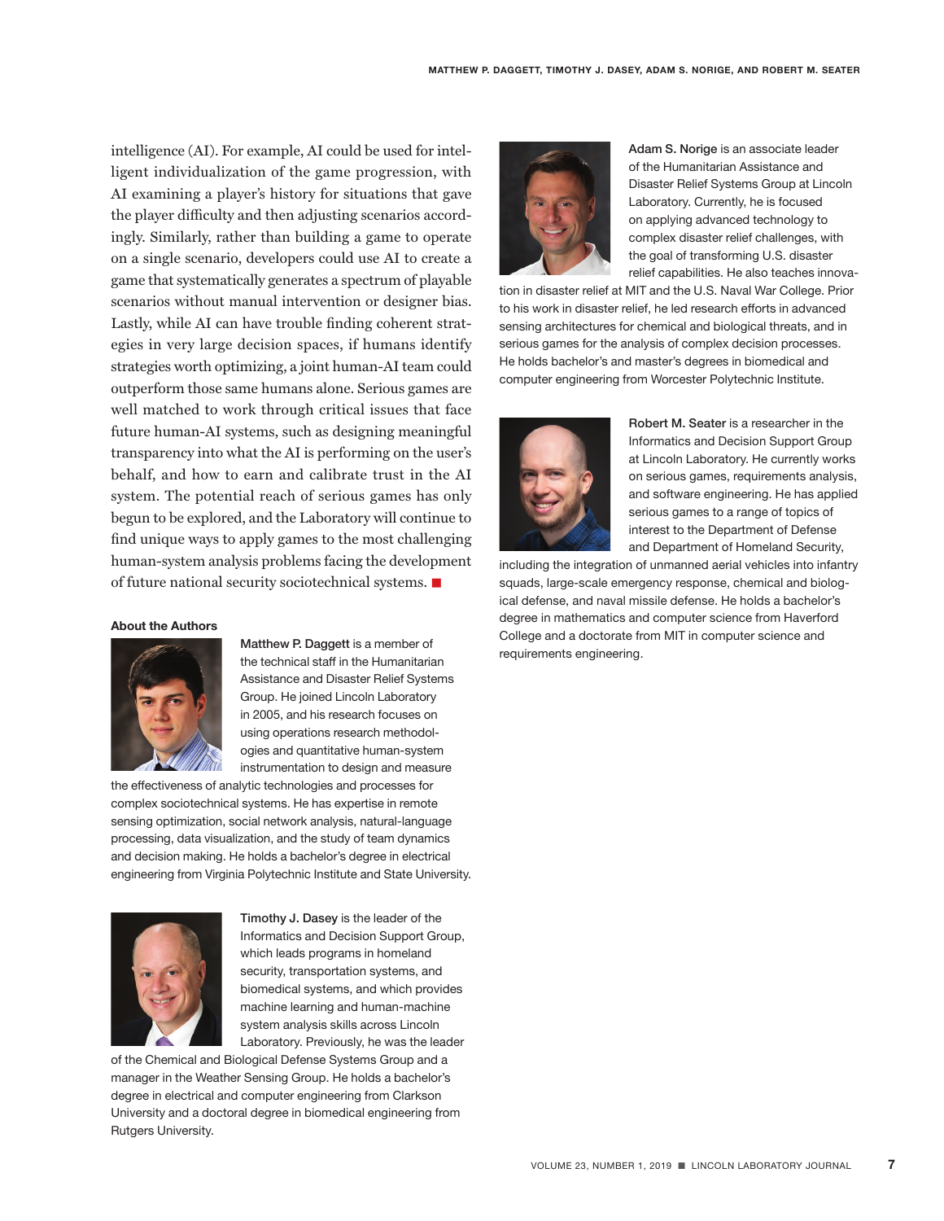intelligence (AI). For example, AI could be used for intelligent individualization of the game progression, with AI examining a player's history for situations that gave the player difficulty and then adjusting scenarios accordingly. Similarly, rather than building a game to operate on a single scenario, developers could use AI to create a game that systematically generates a spectrum of playable scenarios without manual intervention or designer bias. Lastly, while AI can have trouble finding coherent strategies in very large decision spaces, if humans identify strategies worth optimizing, a joint human-AI team could outperform those same humans alone. Serious games are well matched to work through critical issues that face future human-AI systems, such as designing meaningful transparency into what the AI is performing on the user's behalf, and how to earn and calibrate trust in the AI system. The potential reach of serious games has only begun to be explored, and the Laboratory will continue to find unique ways to apply games to the most challenging human-system analysis problems facing the development of future national security sociotechnical systems. ■

### About the Authors

**Matthew P. Daggett** is a member of the technical staff in the Humanitarian Assistance and Disaster Relief Systems Group. He joined Lincoln Laboratory in 2005, and his research focuses on using operations research methodologies and quantitative human-system instrumentation to design and measure the effectiveness of analytic technologies and processes for complex sociotechnical systems. He has expertise in remote sensing optimization, social network analysis, natural-language processing, data visualization, and the study of team dynamics and decision making. He holds a bachelor's degree in electrical engineering from Virginia Polytechnic Institute and State University.

**Timothy J. Dasey** is the leader of the Informatics and Decision Support Group, which leads programs in homeland security, transportation systems, and biomedical systems, and which provides machine learning and human-machine system analysis skills across Lincoln Laboratory. Previously, he was the leader of the Chemical and Biological Defense Systems Group and a manager in the Weather Sensing Group. He holds a bachelor's degree in electrical and computer engineering from Clarkson University and a doctoral degree in biomedical engineering from Rutgers University.

**Adam S. Norige** is an associate leader of the Humanitarian Assistance and Disaster Relief Systems Group at Lincoln Laboratory. Currently, he is focused on applying advanced technology to complex disaster relief challenges, with the goal of transforming U.S. disaster relief capabilities. He also teaches innovation in disaster relief at MIT and the U.S. Naval War College. Prior to his work in disaster relief, he led research efforts in advanced sensing architectures for chemical and biological threats, and in serious games for the analysis of complex decision processes. He holds bachelor's and master's degrees in biomedical and computer engineering from Worcester Polytechnic Institute.

**Robert M. Seater** is a researcher in the Informatics and Decision Support Group at Lincoln Laboratory. He currently works on serious games, requirements analysis, and software engineering. He has applied serious games to a range of topics of interest to the Department of Defense and Department of Homeland Security, including the integration of unmanned aerial vehicles into infantry squads, large-scale emergency response, chemical and biological defense, and naval missile defense. He holds a bachelor's degree in mathematics and computer science from Haverford College and a doctorate from MIT in computer science and requirements engineering.